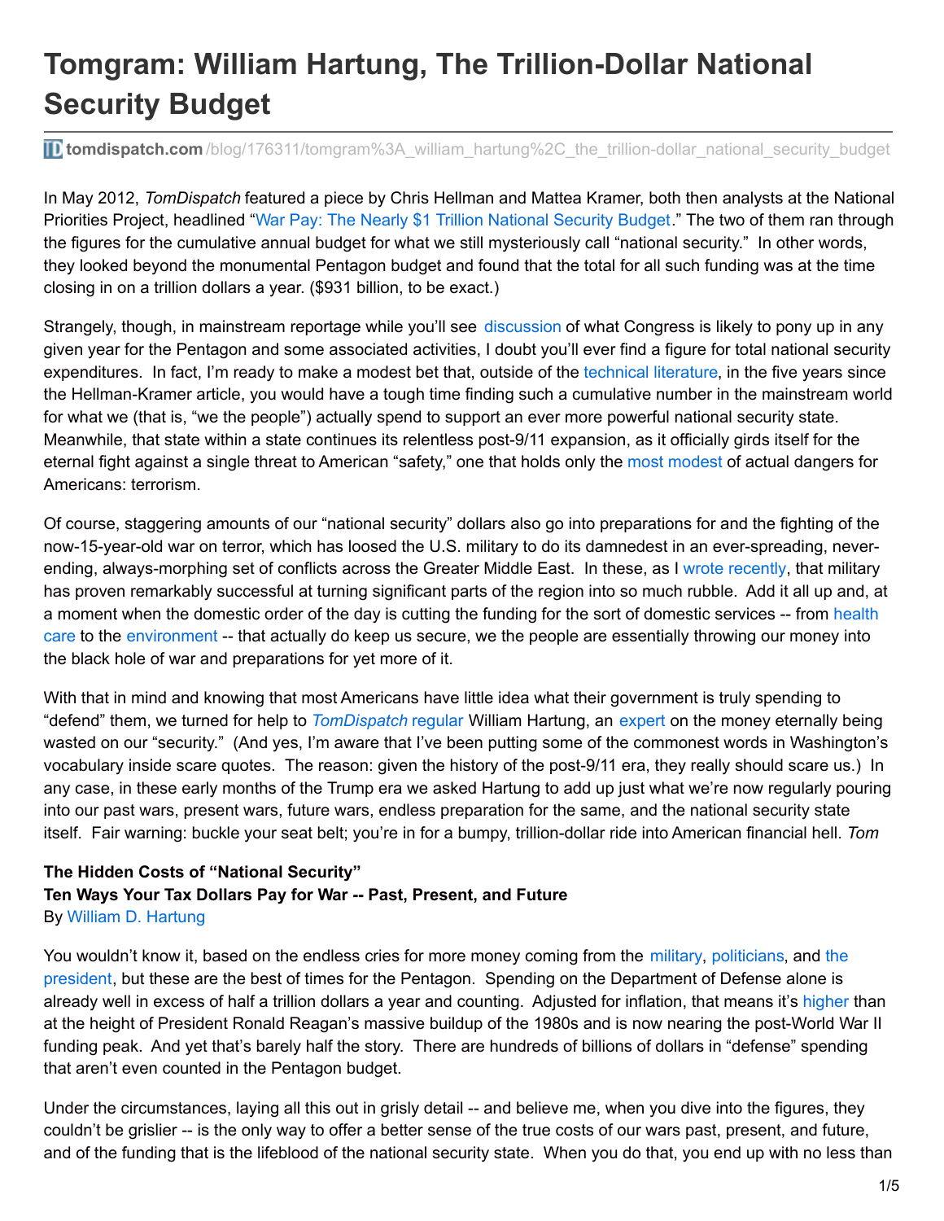# Tomgram: William Hartung, The Trillion-Dollar National Security Budget

**tomdispatch.com**/blog/176311/tomgram%3A_william_hartung%2C_the_trillion-dollar_national_security_budget

In May 2012, *TomDispatch* featured a piece by Chris Hellman and Mattea Kramer, both then analysts at the National Priorities Project, headlined "War Pay: The Nearly $1 Trillion National Security Budget." The two of them ran through the figures for the cumulative annual budget for what we still mysteriously call "national security." In other words, they looked beyond the monumental Pentagon budget and found that the total for all such funding was at the time closing in on a trillion dollars a year. ($931 billion, to be exact.)

Strangely, though, in mainstream reportage while you'll see discussion of what Congress is likely to pony up in any given year for the Pentagon and some associated activities, I doubt you'll ever find a figure for total national security expenditures. In fact, I'm ready to make a modest bet that, outside of the technical literature, in the five years since the Hellman-Kramer article, you would have a tough time finding such a cumulative number in the mainstream world for what we (that is, "we the people") actually spend to support an ever more powerful national security state. Meanwhile, that state within a state continues its relentless post-9/11 expansion, as it officially girds itself for the eternal fight against a single threat to American "safety," one that holds only the most modest of actual dangers for Americans: terrorism.

Of course, staggering amounts of our "national security" dollars also go into preparations for and the fighting of the now-15-year-old war on terror, which has loosed the U.S. military to do its damnedest in an ever-spreading, never-ending, always-morphing set of conflicts across the Greater Middle East. In these, as I wrote recently, that military has proven remarkably successful at turning significant parts of the region into so much rubble. Add it all up and, at a moment when the domestic order of the day is cutting the funding for the sort of domestic services -- from health care to the environment -- that actually do keep us secure, we the people are essentially throwing our money into the black hole of war and preparations for yet more of it.

With that in mind and knowing that most Americans have little idea what their government is truly spending to "defend" them, we turned for help to *TomDispatch* regular William Hartung, an expert on the money eternally being wasted on our "security." (And yes, I'm aware that I've been putting some of the commonest words in Washington's vocabulary inside scare quotes. The reason: given the history of the post-9/11 era, they really should scare us.) In any case, in these early months of the Trump era we asked Hartung to add up just what we're now regularly pouring into our past wars, present wars, future wars, endless preparation for the same, and the national security state itself. Fair warning: buckle your seat belt; you're in for a bumpy, trillion-dollar ride into American financial hell. *Tom*

**The Hidden Costs of "National Security"**
**Ten Ways Your Tax Dollars Pay for War -- Past, Present, and Future**
By William D. Hartung

You wouldn't know it, based on the endless cries for more money coming from the military, politicians, and the president, but these are the best of times for the Pentagon. Spending on the Department of Defense alone is already well in excess of half a trillion dollars a year and counting. Adjusted for inflation, that means it's higher than at the height of President Ronald Reagan's massive buildup of the 1980s and is now nearing the post-World War II funding peak. And yet that's barely half the story. There are hundreds of billions of dollars in "defense" spending that aren't even counted in the Pentagon budget.

Under the circumstances, laying all this out in grisly detail -- and believe me, when you dive into the figures, they couldn't be grislier -- is the only way to offer a better sense of the true costs of our wars past, present, and future, and of the funding that is the lifeblood of the national security state. When you do that, you end up with no less than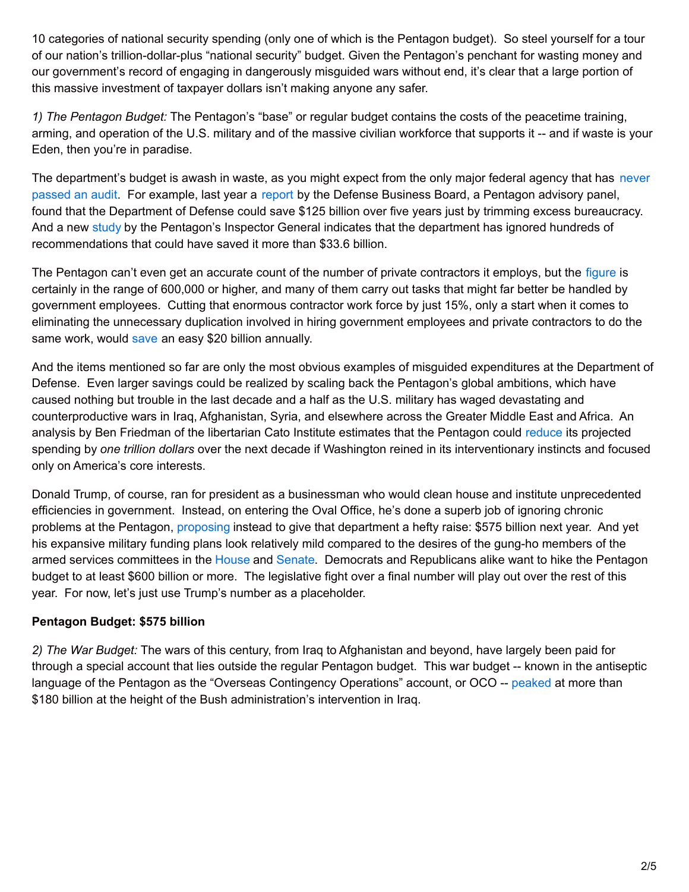10 categories of national security spending (only one of which is the Pentagon budget). So steel yourself for a tour of our nation's trillion-dollar-plus "national security" budget. Given the Pentagon's penchant for wasting money and our government's record of engaging in dangerously misguided wars without end, it's clear that a large portion of this massive investment of taxpayer dollars isn't making anyone any safer.

*1) The Pentagon Budget:* The Pentagon's "base" or regular budget contains the costs of the peacetime training, arming, and operation of the U.S. military and of the massive civilian workforce that supports it -- and if waste is your Eden, then you're in paradise.

The department's budget is awash in waste, as you might expect from the only major federal agency that has never passed an audit. For example, last year a report by the Defense Business Board, a Pentagon advisory panel, found that the Department of Defense could save $125 billion over five years just by trimming excess bureaucracy. And a new study by the Pentagon's Inspector General indicates that the department has ignored hundreds of recommendations that could have saved it more than $33.6 billion.

The Pentagon can't even get an accurate count of the number of private contractors it employs, but the figure is certainly in the range of 600,000 or higher, and many of them carry out tasks that might far better be handled by government employees. Cutting that enormous contractor work force by just 15%, only a start when it comes to eliminating the unnecessary duplication involved in hiring government employees and private contractors to do the same work, would save an easy $20 billion annually.

And the items mentioned so far are only the most obvious examples of misguided expenditures at the Department of Defense. Even larger savings could be realized by scaling back the Pentagon's global ambitions, which have caused nothing but trouble in the last decade and a half as the U.S. military has waged devastating and counterproductive wars in Iraq, Afghanistan, Syria, and elsewhere across the Greater Middle East and Africa. An analysis by Ben Friedman of the libertarian Cato Institute estimates that the Pentagon could reduce its projected spending by *one trillion dollars* over the next decade if Washington reined in its interventionary instincts and focused only on America's core interests.

Donald Trump, of course, ran for president as a businessman who would clean house and institute unprecedented efficiencies in government. Instead, on entering the Oval Office, he's done a superb job of ignoring chronic problems at the Pentagon, proposing instead to give that department a hefty raise: $575 billion next year. And yet his expansive military funding plans look relatively mild compared to the desires of the gung-ho members of the armed services committees in the House and Senate. Democrats and Republicans alike want to hike the Pentagon budget to at least $600 billion or more. The legislative fight over a final number will play out over the rest of this year. For now, let's just use Trump's number as a placeholder.

**Pentagon Budget: $575 billion**

*2) The War Budget:* The wars of this century, from Iraq to Afghanistan and beyond, have largely been paid for through a special account that lies outside the regular Pentagon budget. This war budget -- known in the antiseptic language of the Pentagon as the "Overseas Contingency Operations" account, or OCO -- peaked at more than $180 billion at the height of the Bush administration's intervention in Iraq.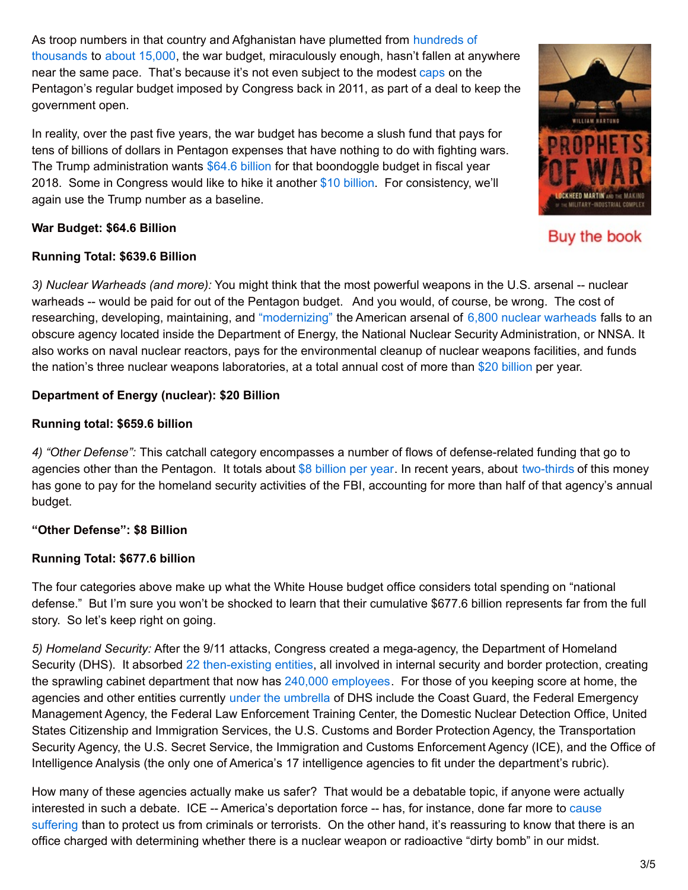As troop numbers in that country and Afghanistan have plummeted from hundreds of thousands to about 15,000, the war budget, miraculously enough, hasn't fallen at anywhere near the same pace. That's because it's not even subject to the modest caps on the Pentagon's regular budget imposed by Congress back in 2011, as part of a deal to keep the government open.

In reality, over the past five years, the war budget has become a slush fund that pays for tens of billions of dollars in Pentagon expenses that have nothing to do with fighting wars. The Trump administration wants $64.6 billion for that boondoggle budget in fiscal year 2018. Some in Congress would like to hike it another $10 billion. For consistency, we'll again use the Trump number as a baseline.

**War Budget: $64.6 Billion**

**Running Total: $639.6 Billion**

Buy the book

*3) Nuclear Warheads (and more):* You might think that the most powerful weapons in the U.S. arsenal -- nuclear warheads -- would be paid for out of the Pentagon budget. And you would, of course, be wrong. The cost of researching, developing, maintaining, and "modernizing" the American arsenal of 6,800 nuclear warheads falls to an obscure agency located inside the Department of Energy, the National Nuclear Security Administration, or NNSA. It also works on naval nuclear reactors, pays for the environmental cleanup of nuclear weapons facilities, and funds the nation's three nuclear weapons laboratories, at a total annual cost of more than $20 billion per year.

**Department of Energy (nuclear): $20 Billion**

**Running total: $659.6 billion**

*4) "Other Defense":* This catchall category encompasses a number of flows of defense-related funding that go to agencies other than the Pentagon. It totals about $8 billion per year. In recent years, about two-thirds of this money has gone to pay for the homeland security activities of the FBI, accounting for more than half of that agency's annual budget.

**"Other Defense": $8 Billion**

**Running Total: $677.6 billion**

The four categories above make up what the White House budget office considers total spending on "national defense." But I'm sure you won't be shocked to learn that their cumulative $677.6 billion represents far from the full story. So let's keep right on going.

*5) Homeland Security:* After the 9/11 attacks, Congress created a mega-agency, the Department of Homeland Security (DHS). It absorbed 22 then-existing entities, all involved in internal security and border protection, creating the sprawling cabinet department that now has 240,000 employees. For those of you keeping score at home, the agencies and other entities currently under the umbrella of DHS include the Coast Guard, the Federal Emergency Management Agency, the Federal Law Enforcement Training Center, the Domestic Nuclear Detection Office, United States Citizenship and Immigration Services, the U.S. Customs and Border Protection Agency, the Transportation Security Agency, the U.S. Secret Service, the Immigration and Customs Enforcement Agency (ICE), and the Office of Intelligence Analysis (the only one of America's 17 intelligence agencies to fit under the department's rubric).

How many of these agencies actually make us safer? That would be a debatable topic, if anyone were actually interested in such a debate. ICE -- America's deportation force -- has, for instance, done far more to cause suffering than to protect us from criminals or terrorists. On the other hand, it's reassuring to know that there is an office charged with determining whether there is a nuclear weapon or radioactive "dirty bomb" in our midst.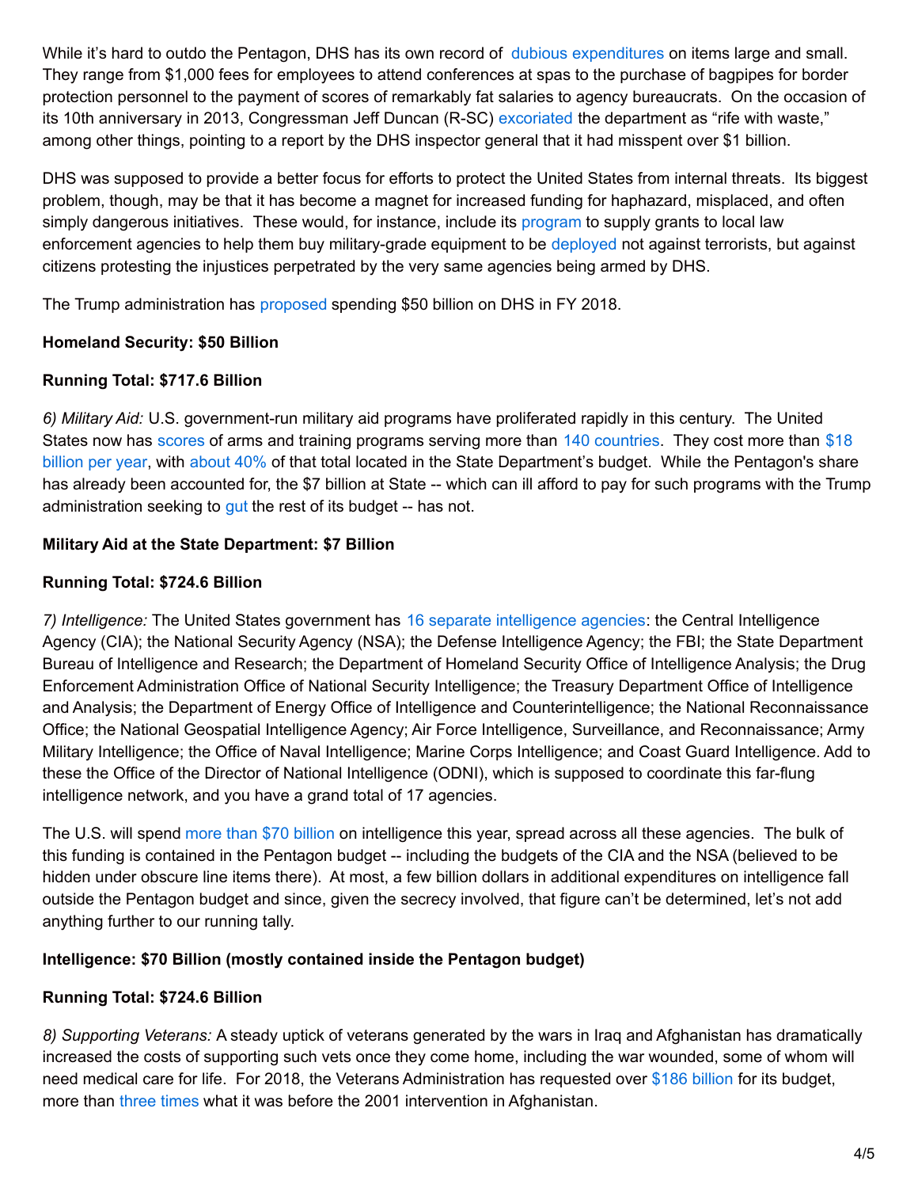While it's hard to outdo the Pentagon, DHS has its own record of dubious expenditures on items large and small. They range from $1,000 fees for employees to attend conferences at spas to the purchase of bagpipes for border protection personnel to the payment of scores of remarkably fat salaries to agency bureaucrats. On the occasion of its 10th anniversary in 2013, Congressman Jeff Duncan (R-SC) excoriated the department as "rife with waste," among other things, pointing to a report by the DHS inspector general that it had misspent over $1 billion.

DHS was supposed to provide a better focus for efforts to protect the United States from internal threats. Its biggest problem, though, may be that it has become a magnet for increased funding for haphazard, misplaced, and often simply dangerous initiatives. These would, for instance, include its program to supply grants to local law enforcement agencies to help them buy military-grade equipment to be deployed not against terrorists, but against citizens protesting the injustices perpetrated by the very same agencies being armed by DHS.

The Trump administration has proposed spending $50 billion on DHS in FY 2018.

**Homeland Security: $50 Billion**

**Running Total: $717.6 Billion**

*6) Military Aid:* U.S. government-run military aid programs have proliferated rapidly in this century. The United States now has scores of arms and training programs serving more than 140 countries. They cost more than $18 billion per year, with about 40% of that total located in the State Department's budget. While the Pentagon's share has already been accounted for, the $7 billion at State -- which can ill afford to pay for such programs with the Trump administration seeking to gut the rest of its budget -- has not.

**Military Aid at the State Department: $7 Billion**

**Running Total: $724.6 Billion**

*7) Intelligence:* The United States government has 16 separate intelligence agencies: the Central Intelligence Agency (CIA); the National Security Agency (NSA); the Defense Intelligence Agency; the FBI; the State Department Bureau of Intelligence and Research; the Department of Homeland Security Office of Intelligence Analysis; the Drug Enforcement Administration Office of National Security Intelligence; the Treasury Department Office of Intelligence and Analysis; the Department of Energy Office of Intelligence and Counterintelligence; the National Reconnaissance Office; the National Geospatial Intelligence Agency; Air Force Intelligence, Surveillance, and Reconnaissance; Army Military Intelligence; the Office of Naval Intelligence; Marine Corps Intelligence; and Coast Guard Intelligence. Add to these the Office of the Director of National Intelligence (ODNI), which is supposed to coordinate this far-flung intelligence network, and you have a grand total of 17 agencies.

The U.S. will spend more than $70 billion on intelligence this year, spread across all these agencies. The bulk of this funding is contained in the Pentagon budget -- including the budgets of the CIA and the NSA (believed to be hidden under obscure line items there). At most, a few billion dollars in additional expenditures on intelligence fall outside the Pentagon budget and since, given the secrecy involved, that figure can't be determined, let's not add anything further to our running tally.

**Intelligence: $70 Billion (mostly contained inside the Pentagon budget)**

**Running Total: $724.6 Billion**

*8) Supporting Veterans:* A steady uptick of veterans generated by the wars in Iraq and Afghanistan has dramatically increased the costs of supporting such vets once they come home, including the war wounded, some of whom will need medical care for life. For 2018, the Veterans Administration has requested over $186 billion for its budget, more than three times what it was before the 2001 intervention in Afghanistan.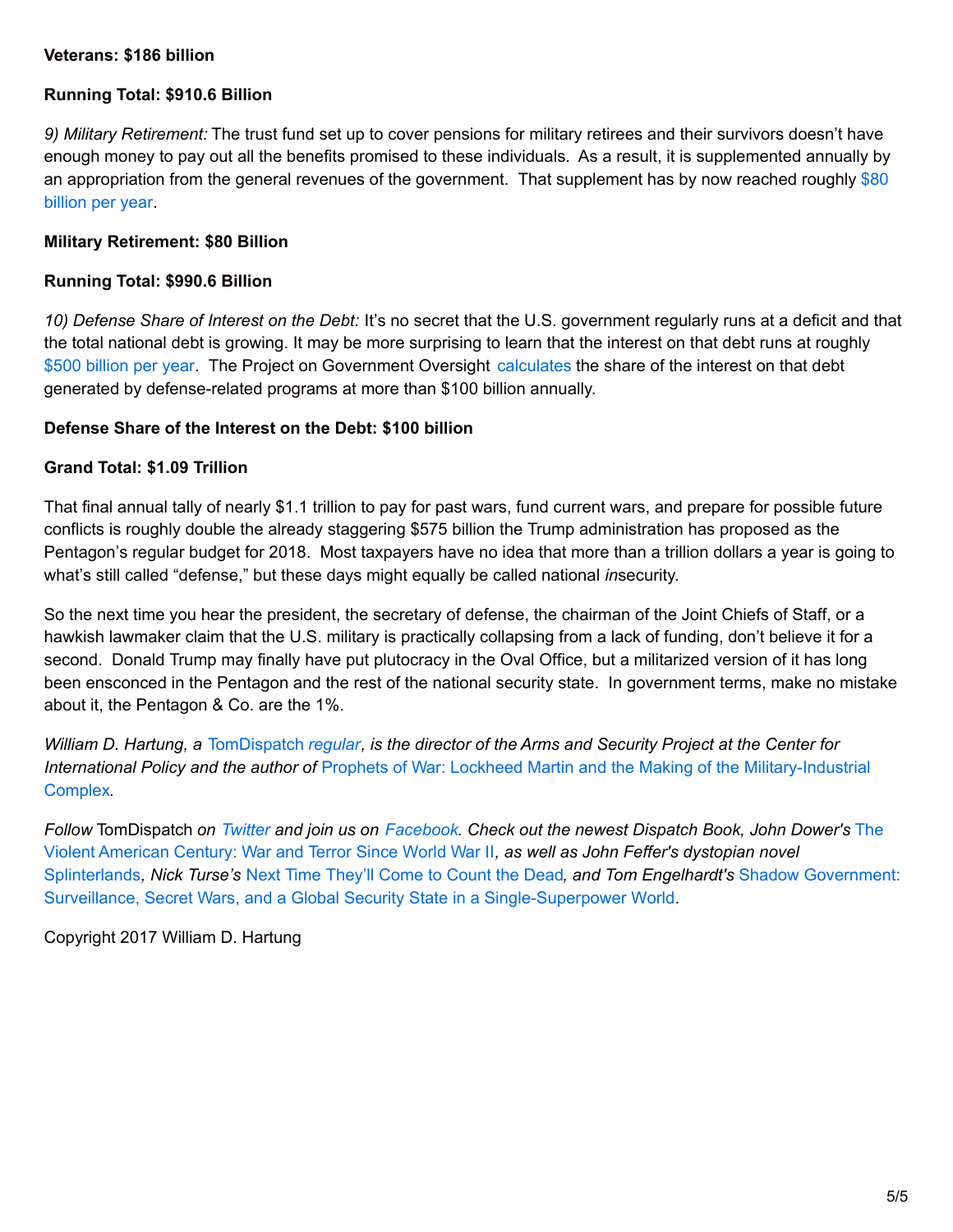**Veterans: $186 billion**

**Running Total: $910.6 Billion**

*9) Military Retirement:* The trust fund set up to cover pensions for military retirees and their survivors doesn't have enough money to pay out all the benefits promised to these individuals. As a result, it is supplemented annually by an appropriation from the general revenues of the government. That supplement has by now reached roughly $80 billion per year.

**Military Retirement: $80 Billion**

**Running Total: $990.6 Billion**

*10) Defense Share of Interest on the Debt:* It's no secret that the U.S. government regularly runs at a deficit and that the total national debt is growing. It may be more surprising to learn that the interest on that debt runs at roughly $500 billion per year. The Project on Government Oversight calculates the share of the interest on that debt generated by defense-related programs at more than $100 billion annually.

**Defense Share of the Interest on the Debt: $100 billion**

**Grand Total: $1.09 Trillion**

That final annual tally of nearly $1.1 trillion to pay for past wars, fund current wars, and prepare for possible future conflicts is roughly double the already staggering $575 billion the Trump administration has proposed as the Pentagon's regular budget for 2018. Most taxpayers have no idea that more than a trillion dollars a year is going to what's still called "defense," but these days might equally be called national *in*security.

So the next time you hear the president, the secretary of defense, the chairman of the Joint Chiefs of Staff, or a hawkish lawmaker claim that the U.S. military is practically collapsing from a lack of funding, don't believe it for a second. Donald Trump may finally have put plutocracy in the Oval Office, but a militarized version of it has long been ensconced in the Pentagon and the rest of the national security state. In government terms, make no mistake about it, the Pentagon & Co. are the 1%.

*William D. Hartung, a* TomDispatch *regular, is the director of the Arms and Security Project at the Center for International Policy and the author of* Prophets of War: Lockheed Martin and the Making of the Military-Industrial Complex*.*

*Follow* TomDispatch *on Twitter and join us on Facebook. Check out the newest Dispatch Book, John Dower's* The Violent American Century: War and Terror Since World War II*, as well as John Feffer's dystopian novel* Splinterlands*, Nick Turse's* Next Time They'll Come to Count the Dead*, and Tom Engelhardt's* Shadow Government: Surveillance, Secret Wars, and a Global Security State in a Single-Superpower World*.*

Copyright 2017 William D. Hartung